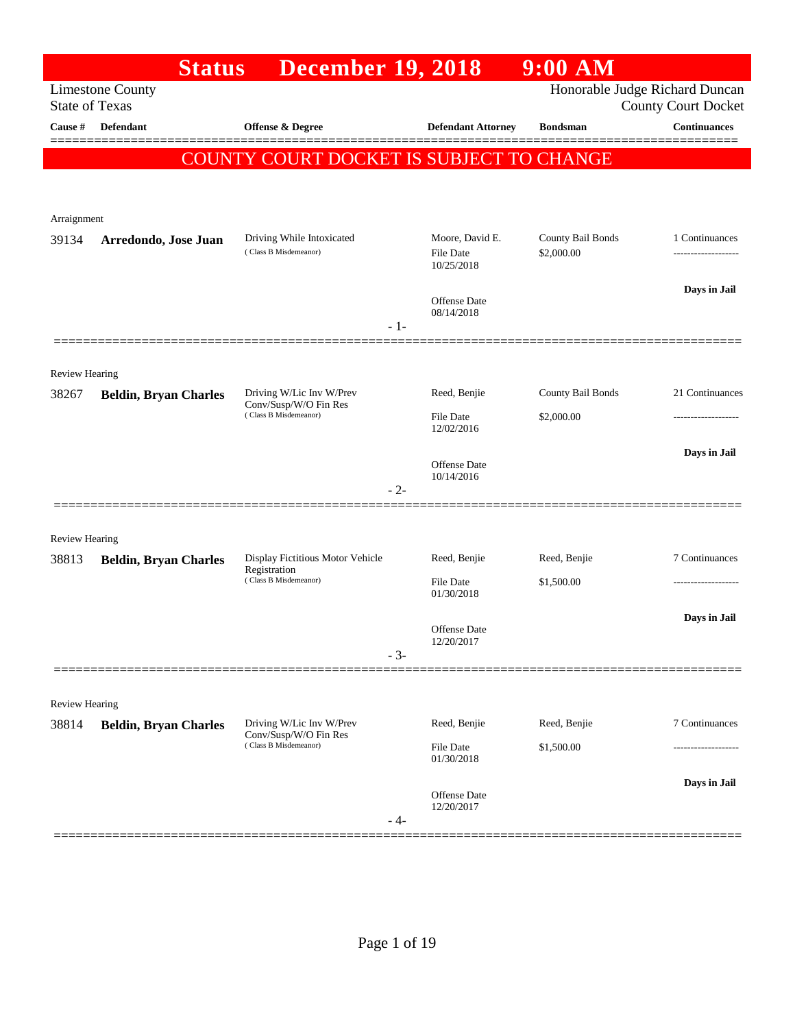# Status December 19, 2018 9:00 AM

Limestone County
State of Texas

Honorable Judge Richard Duncan
County Court Docket

**COUNTY COURT DOCKET IS SUBJECT TO CHANGE**

| Cause # | Defendant | Offense & Degree | Defendant Attorney | Bondsman | Continuances |
|---|---|---|---|---|---|
| **Arraignment** | | | | | |
| 39134 | **Arredondo, Jose Juan** | Driving While Intoxicated (Class B Misdemeanor) | Moore, David E.<br>File Date 10/25/2018<br>Offense Date 08/14/2018 | County Bail Bonds<br>$2,000.00 | 1 Continuances<br>Days in Jail |
| **Review Hearing** | | | | | |
| 38267 | **Beldin, Bryan Charles** | Driving W/Lic Inv W/Prev Conv/Susp/W/O Fin Res (Class B Misdemeanor) | Reed, Benjie<br>File Date 12/02/2016<br>Offense Date 10/14/2016 | County Bail Bonds<br>$2,000.00 | 21 Continuances<br>Days in Jail |
| **Review Hearing** | | | | | |
| 38813 | **Beldin, Bryan Charles** | Display Fictitious Motor Vehicle Registration (Class B Misdemeanor) | Reed, Benjie<br>File Date 01/30/2018<br>Offense Date 12/20/2017 | Reed, Benjie<br>$1,500.00 | 7 Continuances<br>Days in Jail |
| **Review Hearing** | | | | | |
| 38814 | **Beldin, Bryan Charles** | Driving W/Lic Inv W/Prev Conv/Susp/W/O Fin Res (Class B Misdemeanor) | Reed, Benjie<br>File Date 01/30/2018<br>Offense Date 12/20/2017 | Reed, Benjie<br>$1,500.00 | 7 Continuances<br>Days in Jail |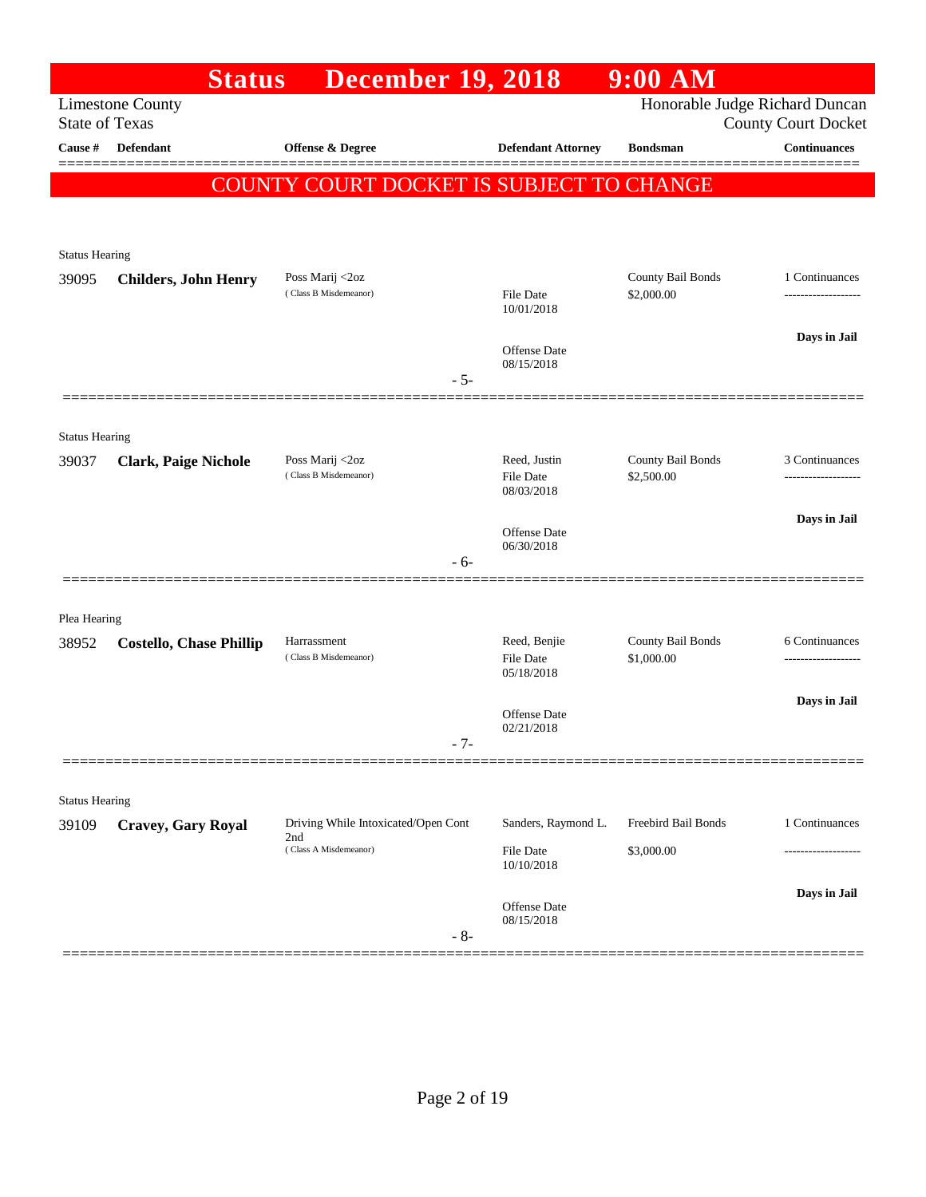# Status December 19, 2018 9:00 AM

Limestone County
State of Texas

Honorable Judge Richard Duncan
County Court Docket

| Cause # | Defendant | Offense & Degree | Defendant Attorney | Bondsman | Continuances |
|---|---|---|---|---|---|

**COUNTY COURT DOCKET IS SUBJECT TO CHANGE**

---

Status Hearing

| Cause # | Defendant | Offense & Degree | Defendant Attorney | Bondsman | Continuances |
|---|---|---|---|---|---|
| 39095 | **Childers, John Henry** | Poss Marij <2oz (Class B Misdemeanor) | File Date 10/01/2018<br>Offense Date 08/15/2018 | County Bail Bonds $2,000.00 | 1 Continuances<br>Days in Jail |

- 5-

---

Status Hearing

| Cause # | Defendant | Offense & Degree | Defendant Attorney | Bondsman | Continuances |
|---|---|---|---|---|---|
| 39037 | **Clark, Paige Nichole** | Poss Marij <2oz (Class B Misdemeanor) | Reed, Justin<br>File Date 08/03/2018<br>Offense Date 06/30/2018 | County Bail Bonds $2,500.00 | 3 Continuances<br>Days in Jail |

- 6-

---

Plea Hearing

| Cause # | Defendant | Offense & Degree | Defendant Attorney | Bondsman | Continuances |
|---|---|---|---|---|---|
| 38952 | **Costello, Chase Phillip** | Harrassment (Class B Misdemeanor) | Reed, Benjie<br>File Date 05/18/2018<br>Offense Date 02/21/2018 | County Bail Bonds $1,000.00 | 6 Continuances<br>Days in Jail |

- 7-

---

Status Hearing

| Cause # | Defendant | Offense & Degree | Defendant Attorney | Bondsman | Continuances |
|---|---|---|---|---|---|
| 39109 | **Cravey, Gary Royal** | Driving While Intoxicated/Open Cont 2nd (Class A Misdemeanor) | Sanders, Raymond L.<br>File Date 10/10/2018<br>Offense Date 08/15/2018 | Freebird Bail Bonds $3,000.00 | 1 Continuances<br>Days in Jail |

- 8-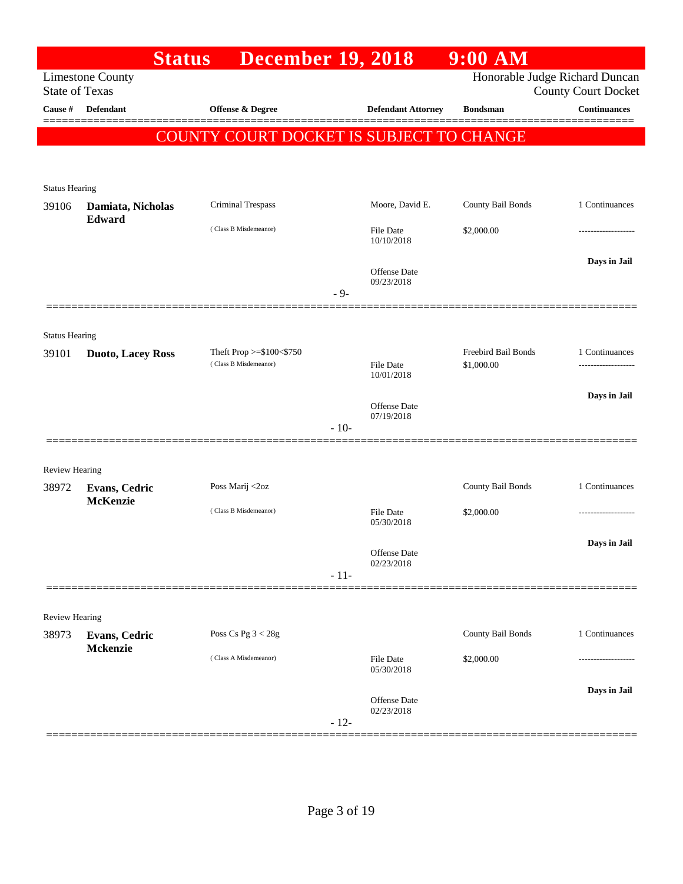# Status December 19, 2018 9:00 AM

Limestone County
State of Texas

Honorable Judge Richard Duncan
County Court Docket

| Cause # | Defendant | Offense & Degree | Defendant Attorney | Bondsman | Continuances |
|---|---|---|---|---|---|

**COUNTY COURT DOCKET IS SUBJECT TO CHANGE**

---

Status Hearing

| Cause # | Defendant | Offense & Degree | Defendant Attorney | Bondsman | Continuances |
|---|---|---|---|---|---|
| 39106 | **Damiata, Nicholas Edward** | Criminal Trespass (Class B Misdemeanor) | Moore, David E. | County Bail Bonds | 1 Continuances |
| | | | File Date 10/10/2018 | $2,000.00 | ------------------- |
| | | | Offense Date 09/23/2018 | | Days in Jail |

- 9-

---

Status Hearing

| Cause # | Defendant | Offense & Degree | Defendant Attorney | Bondsman | Continuances |
|---|---|---|---|---|---|
| 39101 | **Duoto, Lacey Ross** | Theft Prop >=$100<$750 (Class B Misdemeanor) | | Freebird Bail Bonds | 1 Continuances |
| | | | File Date 10/01/2018 | $1,000.00 | ------------------- |
| | | | Offense Date 07/19/2018 | | Days in Jail |

- 10-

---

Review Hearing

| Cause # | Defendant | Offense & Degree | Defendant Attorney | Bondsman | Continuances |
|---|---|---|---|---|---|
| 38972 | **Evans, Cedric McKenzie** | Poss Marij <2oz (Class B Misdemeanor) | | County Bail Bonds | 1 Continuances |
| | | | File Date 05/30/2018 | $2,000.00 | ------------------- |
| | | | Offense Date 02/23/2018 | | Days in Jail |

- 11-

---

Review Hearing

| Cause # | Defendant | Offense & Degree | Defendant Attorney | Bondsman | Continuances |
|---|---|---|---|---|---|
| 38973 | **Evans, Cedric Mckenzie** | Poss Cs Pg 3 < 28g (Class A Misdemeanor) | | County Bail Bonds | 1 Continuances |
| | | | File Date 05/30/2018 | $2,000.00 | ------------------- |
| | | | Offense Date 02/23/2018 | | Days in Jail |

- 12-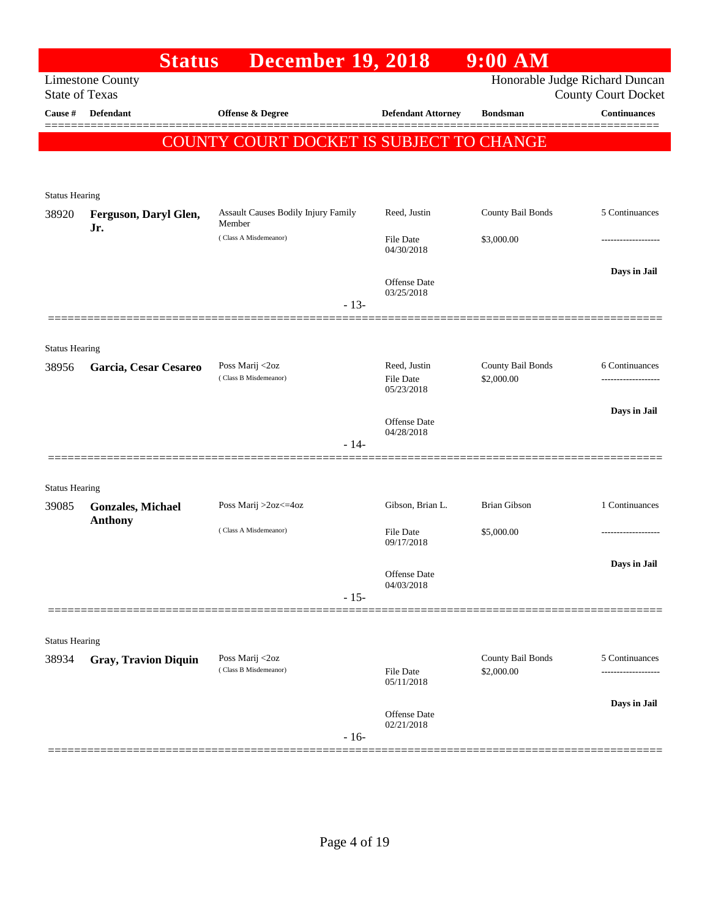# Status December 19, 2018 9:00 AM

Limestone County
State of Texas

Honorable Judge Richard Duncan
County Court Docket

| Cause # | Defendant | Offense & Degree | Defendant Attorney | Bondsman | Continuances |
|---|---|---|---|---|---|

**COUNTY COURT DOCKET IS SUBJECT TO CHANGE**

Status Hearing

| Cause # | Defendant | Offense & Degree | Defendant Attorney | Bondsman | Continuances |
|---|---|---|---|---|---|
| 38920 | **Ferguson, Daryl Glen, Jr.** | Assault Causes Bodily Injury Family Member (Class A Misdemeanor) | Reed, Justin | County Bail Bonds | 5 Continuances |
| | | | File Date 04/30/2018 | $3,000.00 | ------------------- |
| | | | Offense Date 03/25/2018 | | Days in Jail |

- 13-

Status Hearing

| Cause # | Defendant | Offense & Degree | Defendant Attorney | Bondsman | Continuances |
|---|---|---|---|---|---|
| 38956 | **Garcia, Cesar Cesareo** | Poss Marij <2oz (Class B Misdemeanor) | Reed, Justin | County Bail Bonds | 6 Continuances |
| | | | File Date 05/23/2018 | $2,000.00 | ------------------- |
| | | | Offense Date 04/28/2018 | | Days in Jail |

- 14-

Status Hearing

| Cause # | Defendant | Offense & Degree | Defendant Attorney | Bondsman | Continuances |
|---|---|---|---|---|---|
| 39085 | **Gonzales, Michael Anthony** | Poss Marij >2oz<=4oz (Class A Misdemeanor) | Gibson, Brian L. | Brian Gibson | 1 Continuances |
| | | | File Date 09/17/2018 | $5,000.00 | ------------------- |
| | | | Offense Date 04/03/2018 | | Days in Jail |

- 15-

Status Hearing

| Cause # | Defendant | Offense & Degree | Defendant Attorney | Bondsman | Continuances |
|---|---|---|---|---|---|
| 38934 | **Gray, Travion Diquin** | Poss Marij <2oz (Class B Misdemeanor) | | County Bail Bonds | 5 Continuances |
| | | | File Date 05/11/2018 | $2,000.00 | ------------------- |
| | | | Offense Date 02/21/2018 | | Days in Jail |

- 16-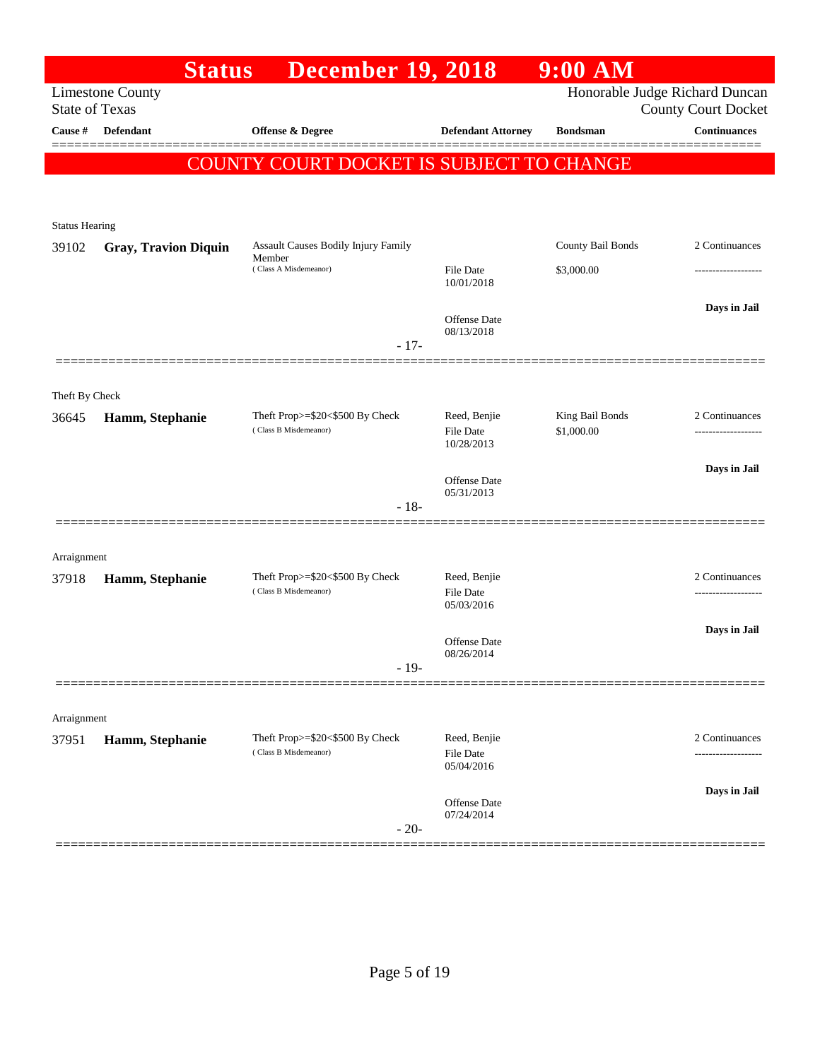# Status December 19, 2018 9:00 AM

Limestone County
State of Texas

Honorable Judge Richard Duncan
County Court Docket

| Cause # | Defendant | Offense & Degree | Defendant Attorney | Bondsman | Continuances |
|---|---|---|---|---|---|

**COUNTY COURT DOCKET IS SUBJECT TO CHANGE**

Status Hearing

| Cause # | Defendant | Offense & Degree | Defendant Attorney | Bondsman | Continuances |
|---|---|---|---|---|---|
| 39102 | **Gray, Travion Diquin** | Assault Causes Bodily Injury Family Member (Class A Misdemeanor) | File Date 10/01/2018 | County Bail Bonds $3,000.00 | 2 Continuances |
| | | | Offense Date 08/13/2018 | | Days in Jail |

- 17-

Theft By Check

| Cause # | Defendant | Offense & Degree | Defendant Attorney | Bondsman | Continuances |
|---|---|---|---|---|---|
| 36645 | **Hamm, Stephanie** | Theft Prop>=$20<$500 By Check (Class B Misdemeanor) | Reed, Benjie File Date 10/28/2013 | King Bail Bonds $1,000.00 | 2 Continuances |
| | | | Offense Date 05/31/2013 | | Days in Jail |

- 18-

Arraignment

| Cause # | Defendant | Offense & Degree | Defendant Attorney | Bondsman | Continuances |
|---|---|---|---|---|---|
| 37918 | **Hamm, Stephanie** | Theft Prop>=$20<$500 By Check (Class B Misdemeanor) | Reed, Benjie File Date 05/03/2016 | | 2 Continuances |
| | | | Offense Date 08/26/2014 | | Days in Jail |

- 19-

Arraignment

| Cause # | Defendant | Offense & Degree | Defendant Attorney | Bondsman | Continuances |
|---|---|---|---|---|---|
| 37951 | **Hamm, Stephanie** | Theft Prop>=$20<$500 By Check (Class B Misdemeanor) | Reed, Benjie File Date 05/04/2016 | | 2 Continuances |
| | | | Offense Date 07/24/2014 | | Days in Jail |

- 20-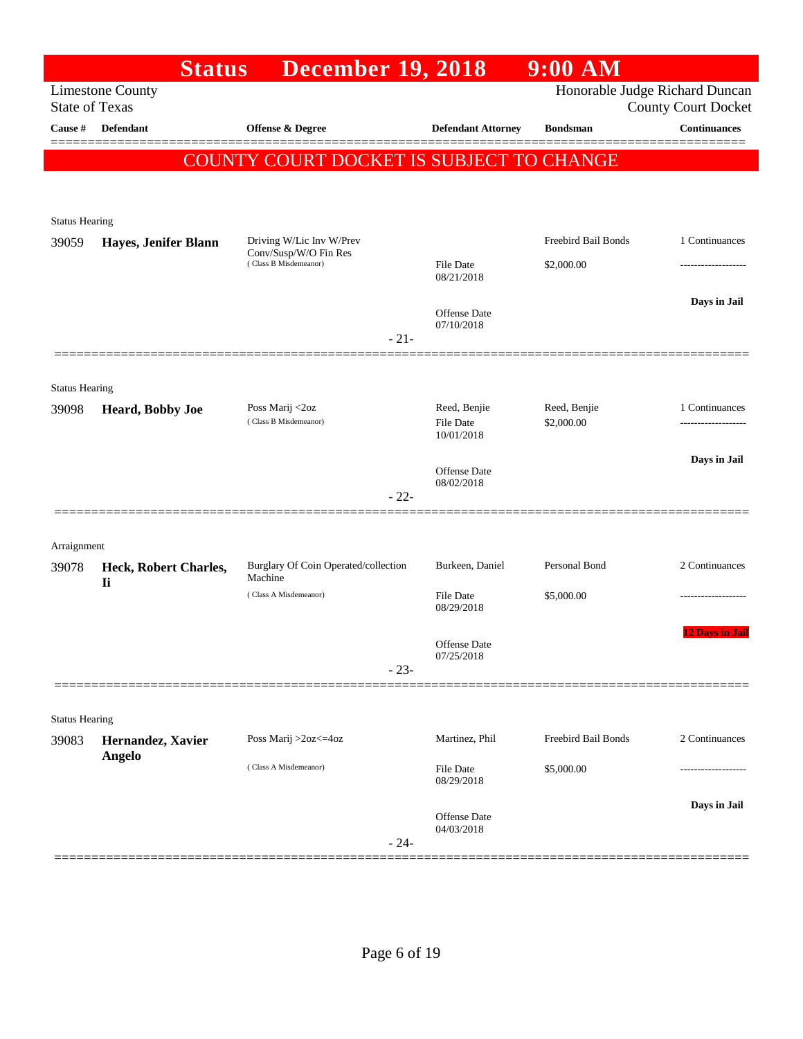# Status December 19, 2018 9:00 AM

Limestone County
State of Texas

Honorable Judge Richard Duncan
County Court Docket

| Cause # | Defendant | Offense & Degree | Defendant Attorney | Bondsman | Continuances |
|---|---|---|---|---|---|

**COUNTY COURT DOCKET IS SUBJECT TO CHANGE**

---

Status Hearing

| Cause # | Defendant | Offense & Degree | Defendant Attorney | Bondsman | Continuances |
|---|---|---|---|---|---|
| 39059 | **Hayes, Jenifer Blann** | Driving W/Lic Inv W/Prev Conv/Susp/W/O Fin Res (Class B Misdemeanor) | File Date 08/21/2018 | Freebird Bail Bonds $2,000.00 | 1 Continuances |
| | | | Offense Date 07/10/2018 | | Days in Jail |

- 21-

---

Status Hearing

| Cause # | Defendant | Offense & Degree | Defendant Attorney | Bondsman | Continuances |
|---|---|---|---|---|---|
| 39098 | **Heard, Bobby Joe** | Poss Marij <2oz (Class B Misdemeanor) | Reed, Benjie<br>File Date 10/01/2018 | Reed, Benjie $2,000.00 | 1 Continuances |
| | | | Offense Date 08/02/2018 | | Days in Jail |

- 22-

---

Arraignment

| Cause # | Defendant | Offense & Degree | Defendant Attorney | Bondsman | Continuances |
|---|---|---|---|---|---|
| 39078 | **Heck, Robert Charles, Ii** | Burglary Of Coin Operated/collection Machine (Class A Misdemeanor) | Burkeen, Daniel<br>File Date 08/29/2018 | Personal Bond $5,000.00 | 2 Continuances |
| | | | Offense Date 07/25/2018 | | 12 Days in Jail |

- 23-

---

Status Hearing

| Cause # | Defendant | Offense & Degree | Defendant Attorney | Bondsman | Continuances |
|---|---|---|---|---|---|
| 39083 | **Hernandez, Xavier Angelo** | Poss Marij >2oz<=4oz (Class A Misdemeanor) | Martinez, Phil<br>File Date 08/29/2018 | Freebird Bail Bonds $5,000.00 | 2 Continuances |
| | | | Offense Date 04/03/2018 | | Days in Jail |

- 24-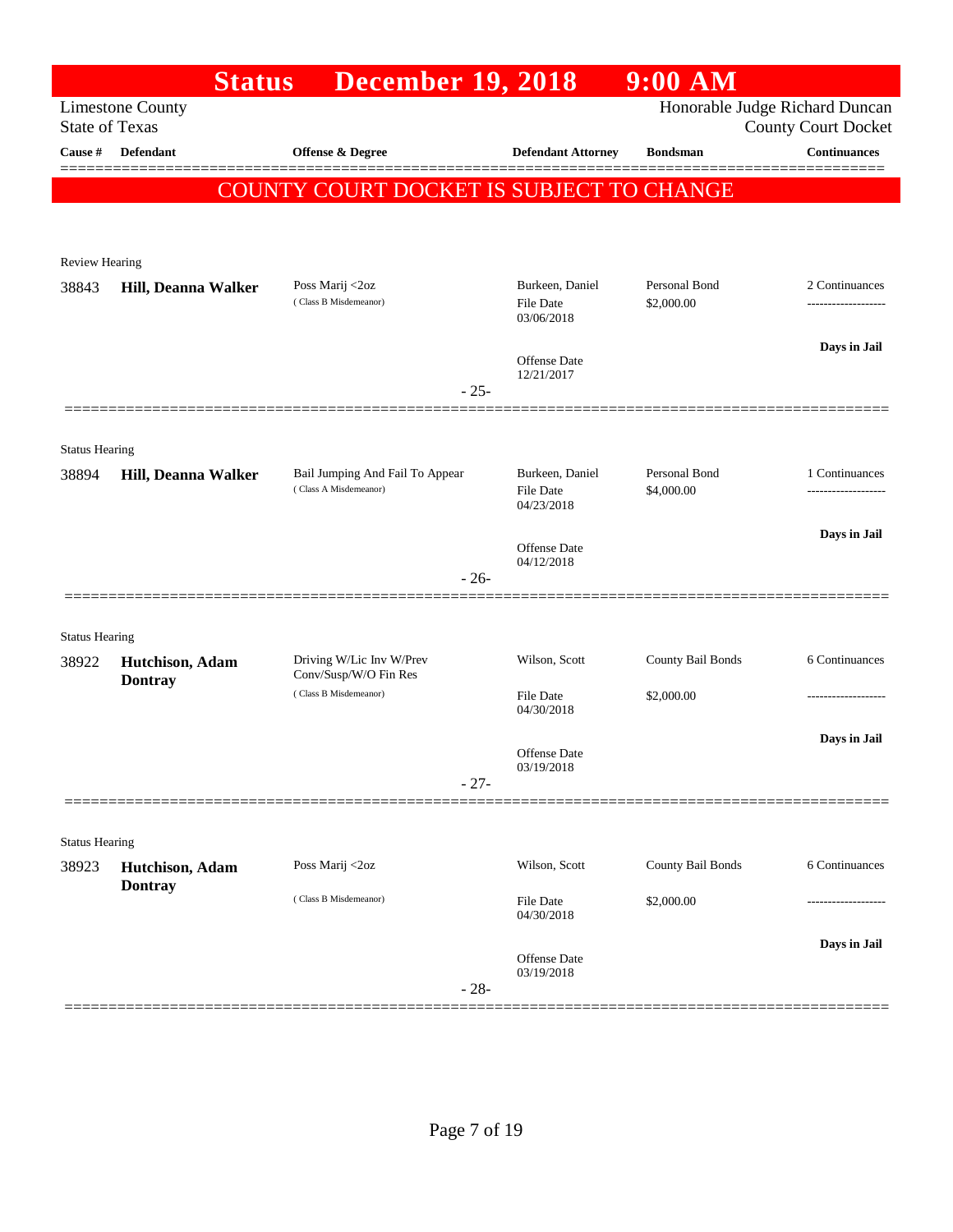# Status December 19, 2018 9:00 AM

Limestone County — Honorable Judge Richard Duncan
State of Texas — County Court Docket

**COUNTY COURT DOCKET IS SUBJECT TO CHANGE**

| Cause # | Defendant | Offense & Degree | Defendant Attorney | Bondsman | Continuances |
|---|---|---|---|---|---|
| Review Hearing | | | | | |
| 38843 | **Hill, Deanna Walker** | Poss Marij <2oz (Class B Misdemeanor) | Burkeen, Daniel; File Date 03/06/2018; Offense Date 12/21/2017 | Personal Bond $2,000.00 | 2 Continuances; Days in Jail |
| | | - 25- | | | |
| Status Hearing | | | | | |
| 38894 | **Hill, Deanna Walker** | Bail Jumping And Fail To Appear (Class A Misdemeanor) | Burkeen, Daniel; File Date 04/23/2018; Offense Date 04/12/2018 | Personal Bond $4,000.00 | 1 Continuances; Days in Jail |
| | | - 26- | | | |
| Status Hearing | | | | | |
| 38922 | **Hutchison, Adam Dontray** | Driving W/Lic Inv W/Prev Conv/Susp/W/O Fin Res (Class B Misdemeanor) | Wilson, Scott; File Date 04/30/2018; Offense Date 03/19/2018 | County Bail Bonds $2,000.00 | 6 Continuances; Days in Jail |
| | | - 27- | | | |
| Status Hearing | | | | | |
| 38923 | **Hutchison, Adam Dontray** | Poss Marij <2oz (Class B Misdemeanor) | Wilson, Scott; File Date 04/30/2018; Offense Date 03/19/2018 | County Bail Bonds $2,000.00 | 6 Continuances; Days in Jail |
| | | - 28- | | | |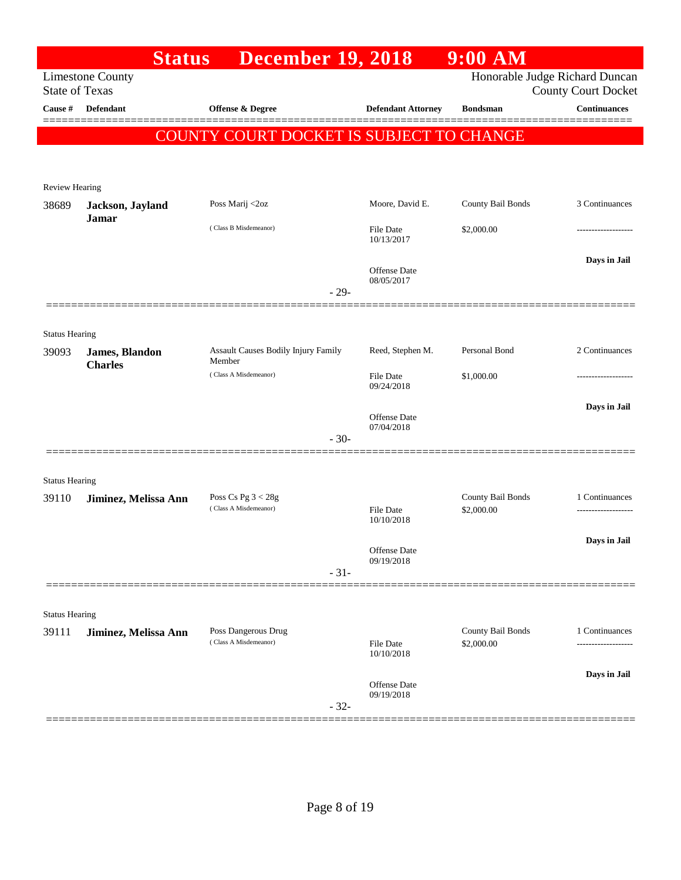# Status December 19, 2018 9:00 AM

Limestone County
State of Texas

Honorable Judge Richard Duncan
County Court Docket

| Cause # | Defendant | Offense & Degree | Defendant Attorney | Bondsman | Continuances |
|---|---|---|---|---|---|

**COUNTY COURT DOCKET IS SUBJECT TO CHANGE**

Review Hearing

| Cause # | Defendant | Offense & Degree | Defendant Attorney | Bondsman | Continuances |
|---|---|---|---|---|---|
| 38689 | **Jackson, Jayland Jamar** | Poss Marij <2oz (Class B Misdemeanor) | Moore, David E. | County Bail Bonds | 3 Continuances |
| | | | File Date 10/13/2017 | $2,000.00 | ------------------- |
| | | | Offense Date 08/05/2017 | | Days in Jail |

- 29-

Status Hearing

| Cause # | Defendant | Offense & Degree | Defendant Attorney | Bondsman | Continuances |
|---|---|---|---|---|---|
| 39093 | **James, Blandon Charles** | Assault Causes Bodily Injury Family Member (Class A Misdemeanor) | Reed, Stephen M. | Personal Bond | 2 Continuances |
| | | | File Date 09/24/2018 | $1,000.00 | ------------------- |
| | | | Offense Date 07/04/2018 | | Days in Jail |

- 30-

Status Hearing

| Cause # | Defendant | Offense & Degree | Defendant Attorney | Bondsman | Continuances |
|---|---|---|---|---|---|
| 39110 | **Jiminez, Melissa Ann** | Poss Cs Pg 3 < 28g (Class A Misdemeanor) | | County Bail Bonds | 1 Continuances |
| | | | File Date 10/10/2018 | $2,000.00 | ------------------- |
| | | | Offense Date 09/19/2018 | | Days in Jail |

- 31-

Status Hearing

| Cause # | Defendant | Offense & Degree | Defendant Attorney | Bondsman | Continuances |
|---|---|---|---|---|---|
| 39111 | **Jiminez, Melissa Ann** | Poss Dangerous Drug (Class A Misdemeanor) | | County Bail Bonds | 1 Continuances |
| | | | File Date 10/10/2018 | $2,000.00 | ------------------- |
| | | | Offense Date 09/19/2018 | | Days in Jail |

- 32-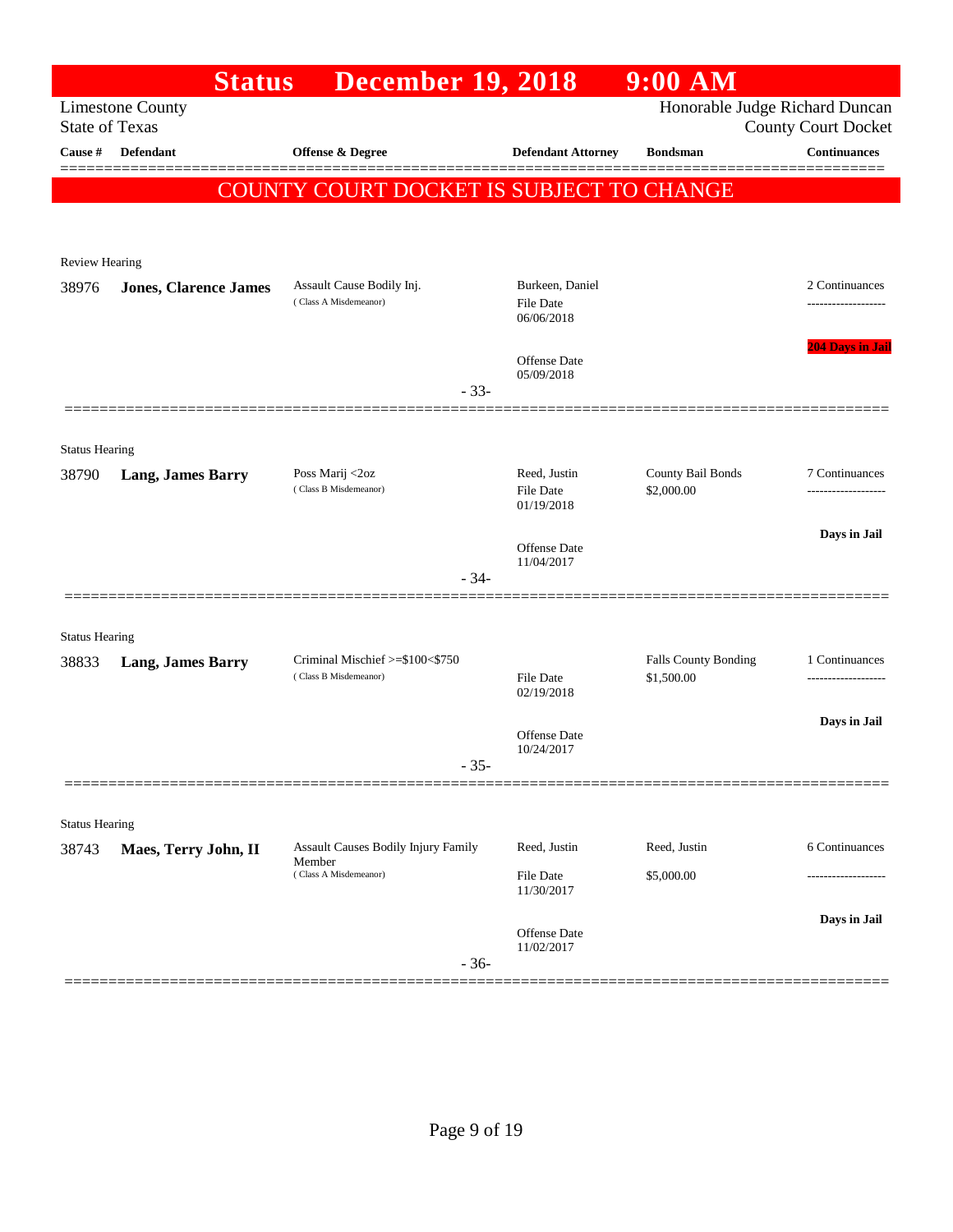# Status December 19, 2018 9:00 AM

Limestone County
State of Texas

Honorable Judge Richard Duncan
County Court Docket

| Cause # | Defendant | Offense & Degree | Defendant Attorney | Bondsman | Continuances |
|---|---|---|---|---|---|

## COUNTY COURT DOCKET IS SUBJECT TO CHANGE

### Review Hearing

| Cause # | Defendant | Offense & Degree | Defendant Attorney | Bondsman | Continuances |
|---|---|---|---|---|---|
| 38976 | **Jones, Clarence James** | Assault Cause Bodily Inj. (Class A Misdemeanor) | Burkeen, Daniel<br>File Date 06/06/2018<br>Offense Date 05/09/2018 | | 2 Continuances<br>**204 Days in Jail** |

- 33-

### Status Hearing

| Cause # | Defendant | Offense & Degree | Defendant Attorney | Bondsman | Continuances |
|---|---|---|---|---|---|
| 38790 | **Lang, James Barry** | Poss Marij <2oz (Class B Misdemeanor) | Reed, Justin<br>File Date 01/19/2018<br>Offense Date 11/04/2017 | County Bail Bonds<br>$2,000.00 | 7 Continuances<br>**Days in Jail** |

- 34-

### Status Hearing

| Cause # | Defendant | Offense & Degree | Defendant Attorney | Bondsman | Continuances |
|---|---|---|---|---|---|
| 38833 | **Lang, James Barry** | Criminal Mischief >=$100<$750 (Class B Misdemeanor) | File Date 02/19/2018<br>Offense Date 10/24/2017 | Falls County Bonding<br>$1,500.00 | 1 Continuances<br>**Days in Jail** |

- 35-

### Status Hearing

| Cause # | Defendant | Offense & Degree | Defendant Attorney | Bondsman | Continuances |
|---|---|---|---|---|---|
| 38743 | **Maes, Terry John, II** | Assault Causes Bodily Injury Family Member (Class A Misdemeanor) | Reed, Justin<br>File Date 11/30/2017<br>Offense Date 11/02/2017 | Reed, Justin<br>$5,000.00 | 6 Continuances<br>**Days in Jail** |

- 36-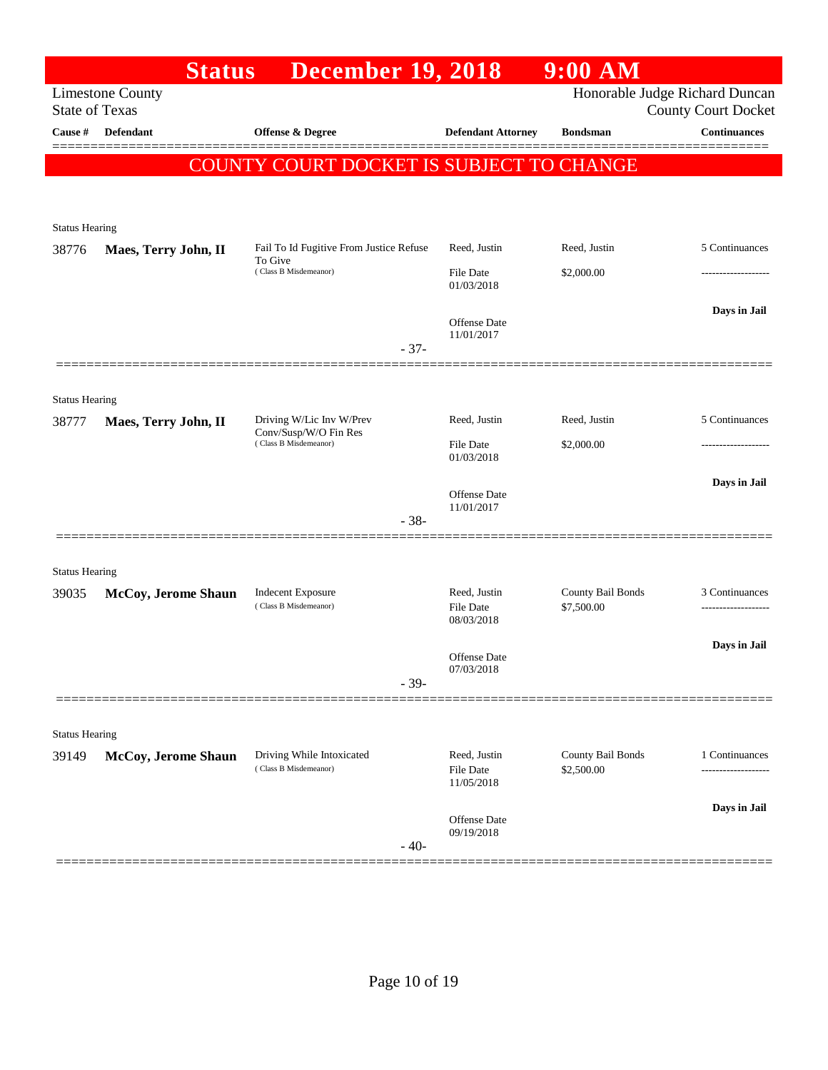# Status December 19, 2018 9:00 AM

Limestone County
State of Texas

Honorable Judge Richard Duncan
County Court Docket

**COUNTY COURT DOCKET IS SUBJECT TO CHANGE**

| Cause # | Defendant | Offense & Degree | Defendant Attorney | Bondsman | Continuances |
|---|---|---|---|---|---|
| Status Hearing | | | | | |
| 38776 | **Maes, Terry John, II** | Fail To Id Fugitive From Justice Refuse To Give (Class B Misdemeanor) | Reed, Justin<br>File Date 01/03/2018<br>Offense Date 11/01/2017 | Reed, Justin<br>$2,000.00 | 5 Continuances<br>-------------------<br>**Days in Jail** |
| | | - 37- | | | |
| Status Hearing | | | | | |
| 38777 | **Maes, Terry John, II** | Driving W/Lic Inv W/Prev Conv/Susp/W/O Fin Res (Class B Misdemeanor) | Reed, Justin<br>File Date 01/03/2018<br>Offense Date 11/01/2017 | Reed, Justin<br>$2,000.00 | 5 Continuances<br>-------------------<br>**Days in Jail** |
| | | - 38- | | | |
| Status Hearing | | | | | |
| 39035 | **McCoy, Jerome Shaun** | Indecent Exposure (Class B Misdemeanor) | Reed, Justin<br>File Date 08/03/2018<br>Offense Date 07/03/2018 | County Bail Bonds<br>$7,500.00 | 3 Continuances<br>-------------------<br>**Days in Jail** |
| | | - 39- | | | |
| Status Hearing | | | | | |
| 39149 | **McCoy, Jerome Shaun** | Driving While Intoxicated (Class B Misdemeanor) | Reed, Justin<br>File Date 11/05/2018<br>Offense Date 09/19/2018 | County Bail Bonds<br>$2,500.00 | 1 Continuances<br>-------------------<br>**Days in Jail** |
| | | - 40- | | | |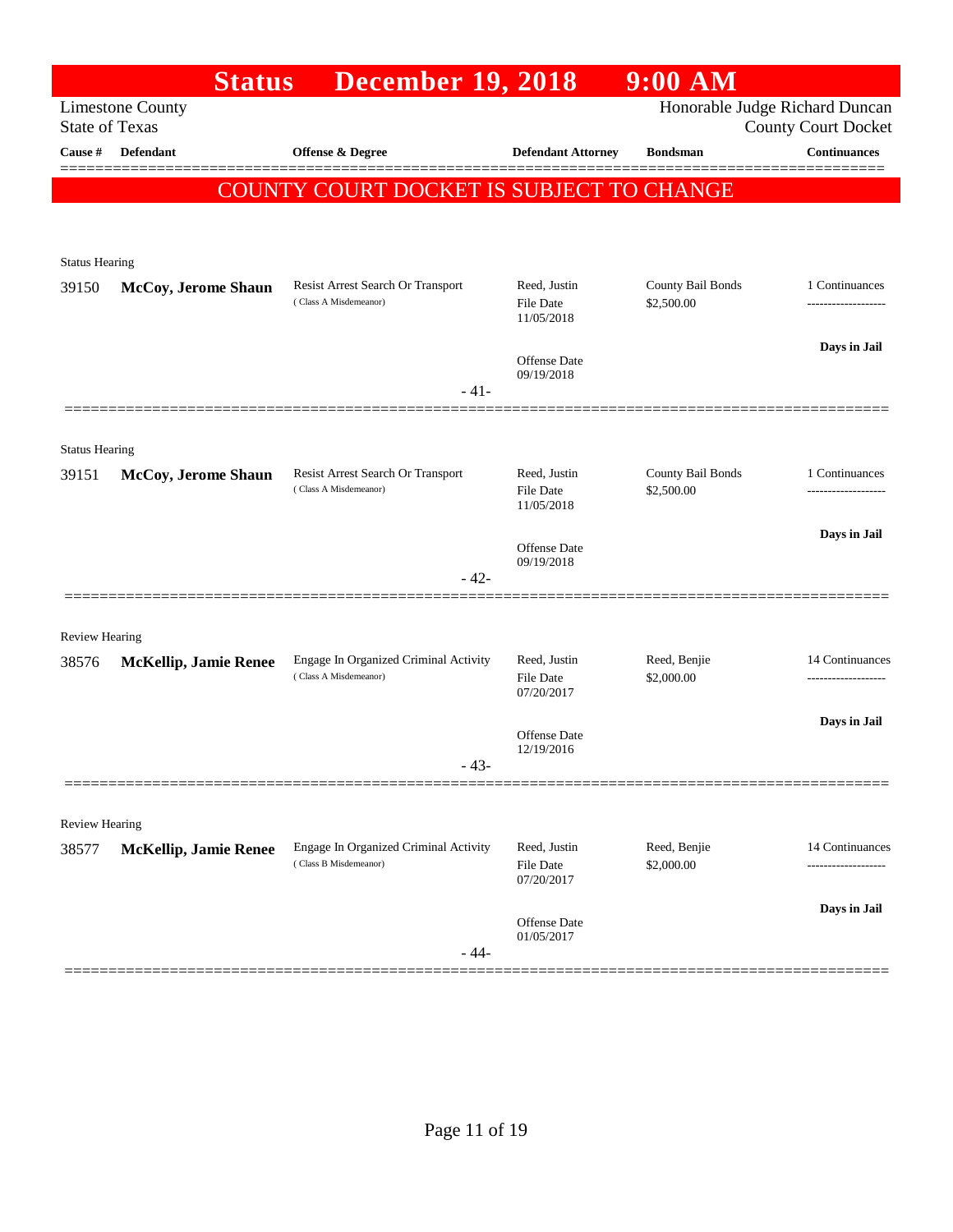# Status December 19, 2018 9:00 AM

Limestone County
State of Texas

Honorable Judge Richard Duncan
County Court Docket

**COUNTY COURT DOCKET IS SUBJECT TO CHANGE**

| Cause # | Defendant | Offense & Degree | Defendant Attorney | Bondsman | Continuances |
|---|---|---|---|---|---|
| **Status Hearing** | | | | | |
| 39150 | **McCoy, Jerome Shaun** | Resist Arrest Search Or Transport (Class A Misdemeanor) | Reed, Justin<br>File Date 11/05/2018<br>Offense Date 09/19/2018 | County Bail Bonds<br>$2,500.00 | 1 Continuances<br>**Days in Jail** |
| | | - 41- | | | |
| **Status Hearing** | | | | | |
| 39151 | **McCoy, Jerome Shaun** | Resist Arrest Search Or Transport (Class A Misdemeanor) | Reed, Justin<br>File Date 11/05/2018<br>Offense Date 09/19/2018 | County Bail Bonds<br>$2,500.00 | 1 Continuances<br>**Days in Jail** |
| | | - 42- | | | |
| **Review Hearing** | | | | | |
| 38576 | **McKellip, Jamie Renee** | Engage In Organized Criminal Activity (Class A Misdemeanor) | Reed, Justin<br>File Date 07/20/2017<br>Offense Date 12/19/2016 | Reed, Benjie<br>$2,000.00 | 14 Continuances<br>**Days in Jail** |
| | | - 43- | | | |
| **Review Hearing** | | | | | |
| 38577 | **McKellip, Jamie Renee** | Engage In Organized Criminal Activity (Class B Misdemeanor) | Reed, Justin<br>File Date 07/20/2017<br>Offense Date 01/05/2017 | Reed, Benjie<br>$2,000.00 | 14 Continuances<br>**Days in Jail** |
| | | - 44- | | | |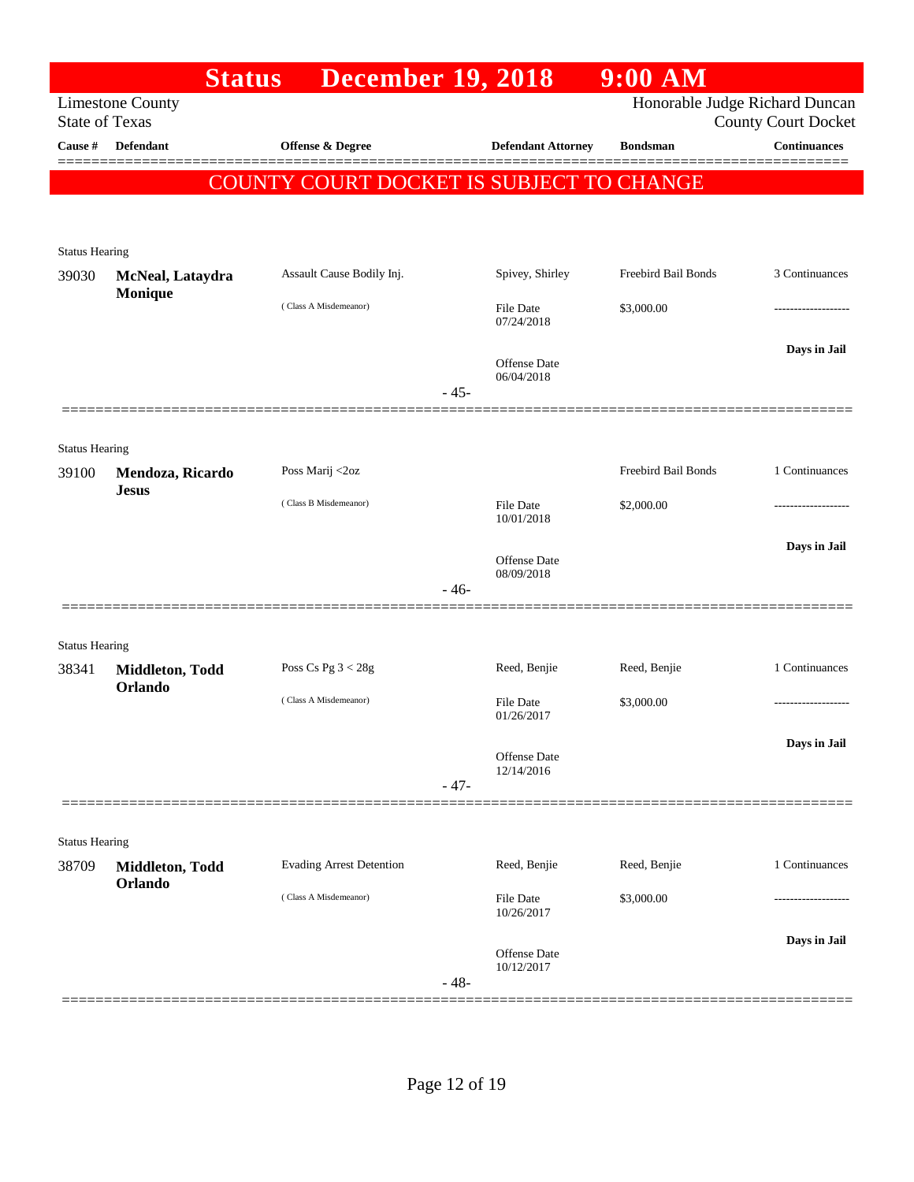# Status December 19, 2018 9:00 AM

Limestone County
State of Texas

Honorable Judge Richard Duncan
County Court Docket

**COUNTY COURT DOCKET IS SUBJECT TO CHANGE**

| Cause # | Defendant | Offense & Degree | Defendant Attorney | Bondsman | Continuances |
|---|---|---|---|---|---|
| Status Hearing | | | | | |
| 39030 | **McNeal, Lataydra Monique** | Assault Cause Bodily Inj. (Class A Misdemeanor) | Spivey, Shirley<br>File Date 07/24/2018<br>Offense Date 06/04/2018 | Freebird Bail Bonds<br>$3,000.00 | 3 Continuances<br>-------------------<br>**Days in Jail** |
| | | | - 45- | | |
| Status Hearing | | | | | |
| 39100 | **Mendoza, Ricardo Jesus** | Poss Marij <2oz (Class B Misdemeanor) | File Date 10/01/2018<br>Offense Date 08/09/2018 | Freebird Bail Bonds<br>$2,000.00 | 1 Continuances<br>-------------------<br>**Days in Jail** |
| | | | - 46- | | |
| Status Hearing | | | | | |
| 38341 | **Middleton, Todd Orlando** | Poss Cs Pg 3 < 28g (Class A Misdemeanor) | Reed, Benjie<br>File Date 01/26/2017<br>Offense Date 12/14/2016 | Reed, Benjie<br>$3,000.00 | 1 Continuances<br>-------------------<br>**Days in Jail** |
| | | | - 47- | | |
| Status Hearing | | | | | |
| 38709 | **Middleton, Todd Orlando** | Evading Arrest Detention (Class A Misdemeanor) | Reed, Benjie<br>File Date 10/26/2017<br>Offense Date 10/12/2017 | Reed, Benjie<br>$3,000.00 | 1 Continuances<br>-------------------<br>**Days in Jail** |
| | | | - 48- | | |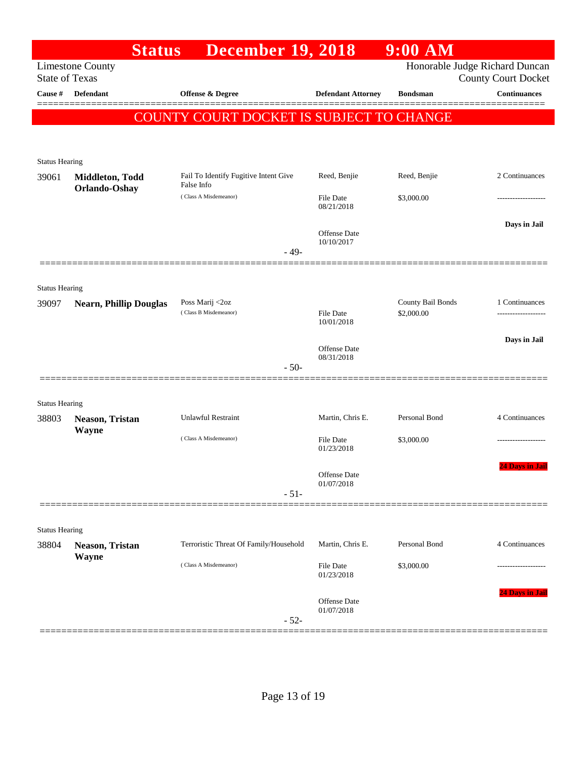# Status December 19, 2018 9:00 AM

Limestone County
State of Texas

Honorable Judge Richard Duncan
County Court Docket

| Cause # | Defendant | Offense & Degree | Defendant Attorney | Bondsman | Continuances |
|---|---|---|---|---|---|

**COUNTY COURT DOCKET IS SUBJECT TO CHANGE**

Status Hearing

| Cause # | Defendant | Offense & Degree | Defendant Attorney | Bondsman | Continuances |
|---|---|---|---|---|---|
| 39061 | **Middleton, Todd Orlando-Oshay** | Fail To Identify Fugitive Intent Give False Info (Class A Misdemeanor) | Reed, Benjie | Reed, Benjie | 2 Continuances |
| | | | File Date 08/21/2018 | $3,000.00 | ------------------- |
| | | | Offense Date 10/10/2017 | | **Days in Jail** |

- 49-

Status Hearing

| Cause # | Defendant | Offense & Degree | Defendant Attorney | Bondsman | Continuances |
|---|---|---|---|---|---|
| 39097 | **Nearn, Phillip Douglas** | Poss Marij <2oz (Class B Misdemeanor) | | County Bail Bonds | 1 Continuances |
| | | | File Date 10/01/2018 | $2,000.00 | ------------------- |
| | | | Offense Date 08/31/2018 | | **Days in Jail** |

- 50-

Status Hearing

| Cause # | Defendant | Offense & Degree | Defendant Attorney | Bondsman | Continuances |
|---|---|---|---|---|---|
| 38803 | **Neason, Tristan Wayne** | Unlawful Restraint (Class A Misdemeanor) | Martin, Chris E. | Personal Bond | 4 Continuances |
| | | | File Date 01/23/2018 | $3,000.00 | ------------------- |
| | | | Offense Date 01/07/2018 | | **24 Days in Jail** |

- 51-

Status Hearing

| Cause # | Defendant | Offense & Degree | Defendant Attorney | Bondsman | Continuances |
|---|---|---|---|---|---|
| 38804 | **Neason, Tristan Wayne** | Terroristic Threat Of Family/Household (Class A Misdemeanor) | Martin, Chris E. | Personal Bond | 4 Continuances |
| | | | File Date 01/23/2018 | $3,000.00 | ------------------- |
| | | | Offense Date 01/07/2018 | | **24 Days in Jail** |

- 52-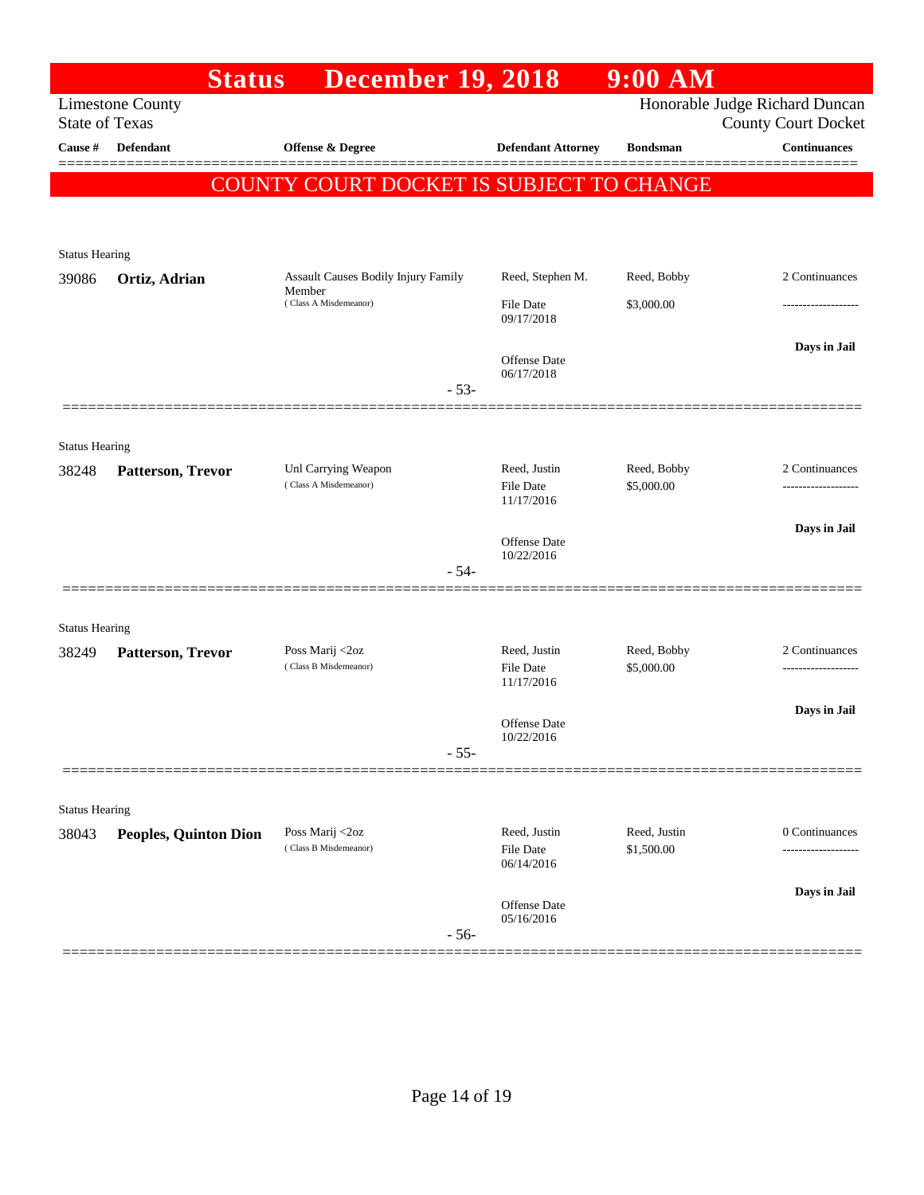# Status December 19, 2018 9:00 AM

Limestone County
State of Texas

Honorable Judge Richard Duncan
County Court Docket

| Cause # | Defendant | Offense & Degree | Defendant Attorney | Bondsman | Continuances |
|---|---|---|---|---|---|

**COUNTY COURT DOCKET IS SUBJECT TO CHANGE**

Status Hearing

| Cause # | Defendant | Offense & Degree | Defendant Attorney | Bondsman | Continuances |
|---|---|---|---|---|---|
| 39086 | **Ortiz, Adrian** | Assault Causes Bodily Injury Family Member (Class A Misdemeanor) | Reed, Stephen M. | Reed, Bobby | 2 Continuances |
| | | | File Date 09/17/2018 | $3,000.00 | ------------------- |
| | | | Offense Date 06/17/2018 | | **Days in Jail** |

- 53-

Status Hearing

| Cause # | Defendant | Offense & Degree | Defendant Attorney | Bondsman | Continuances |
|---|---|---|---|---|---|
| 38248 | **Patterson, Trevor** | Unl Carrying Weapon (Class A Misdemeanor) | Reed, Justin | Reed, Bobby | 2 Continuances |
| | | | File Date 11/17/2016 | $5,000.00 | ------------------- |
| | | | Offense Date 10/22/2016 | | **Days in Jail** |

- 54-

Status Hearing

| Cause # | Defendant | Offense & Degree | Defendant Attorney | Bondsman | Continuances |
|---|---|---|---|---|---|
| 38249 | **Patterson, Trevor** | Poss Marij <2oz (Class B Misdemeanor) | Reed, Justin | Reed, Bobby | 2 Continuances |
| | | | File Date 11/17/2016 | $5,000.00 | ------------------- |
| | | | Offense Date 10/22/2016 | | **Days in Jail** |

- 55-

Status Hearing

| Cause # | Defendant | Offense & Degree | Defendant Attorney | Bondsman | Continuances |
|---|---|---|---|---|---|
| 38043 | **Peoples, Quinton Dion** | Poss Marij <2oz (Class B Misdemeanor) | Reed, Justin | Reed, Justin | 0 Continuances |
| | | | File Date 06/14/2016 | $1,500.00 | ------------------- |
| | | | Offense Date 05/16/2016 | | **Days in Jail** |

- 56-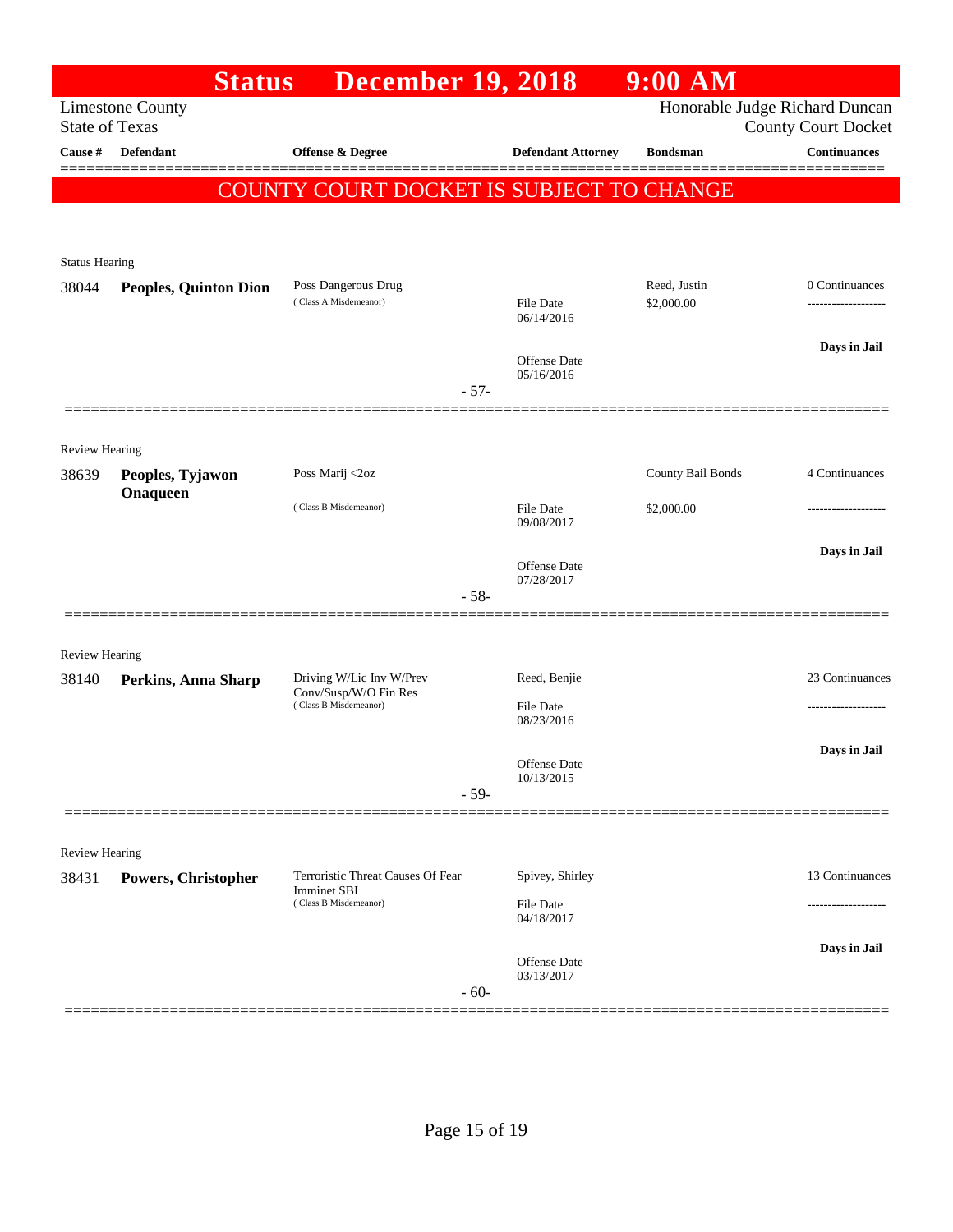# Status December 19, 2018 9:00 AM

Limestone County
State of Texas

Honorable Judge Richard Duncan
County Court Docket

| Cause # | Defendant | Offense & Degree | Defendant Attorney | Bondsman | Continuances |
|---|---|---|---|---|---|

**COUNTY COURT DOCKET IS SUBJECT TO CHANGE**

Status Hearing

| Cause # | Defendant | Offense & Degree | Defendant Attorney | Bondsman | Continuances |
|---|---|---|---|---|---|
| 38044 | **Peoples, Quinton Dion** | Poss Dangerous Drug (Class A Misdemeanor) | File Date 06/14/2016; Offense Date 05/16/2016 | Reed, Justin $2,000.00 | 0 Continuances; Days in Jail |

- 57-

Review Hearing

| Cause # | Defendant | Offense & Degree | Defendant Attorney | Bondsman | Continuances |
|---|---|---|---|---|---|
| 38639 | **Peoples, Tyjawon Onaqueen** | Poss Marij <2oz (Class B Misdemeanor) | File Date 09/08/2017; Offense Date 07/28/2017 | County Bail Bonds $2,000.00 | 4 Continuances; Days in Jail |

- 58-

Review Hearing

| Cause # | Defendant | Offense & Degree | Defendant Attorney | Bondsman | Continuances |
|---|---|---|---|---|---|
| 38140 | **Perkins, Anna Sharp** | Driving W/Lic Inv W/Prev Conv/Susp/W/O Fin Res (Class B Misdemeanor) | Reed, Benjie; File Date 08/23/2016; Offense Date 10/13/2015 | | 23 Continuances; Days in Jail |

- 59-

Review Hearing

| Cause # | Defendant | Offense & Degree | Defendant Attorney | Bondsman | Continuances |
|---|---|---|---|---|---|
| 38431 | **Powers, Christopher** | Terroristic Threat Causes Of Fear Imminet SBI (Class B Misdemeanor) | Spivey, Shirley; File Date 04/18/2017; Offense Date 03/13/2017 | | 13 Continuances; Days in Jail |

- 60-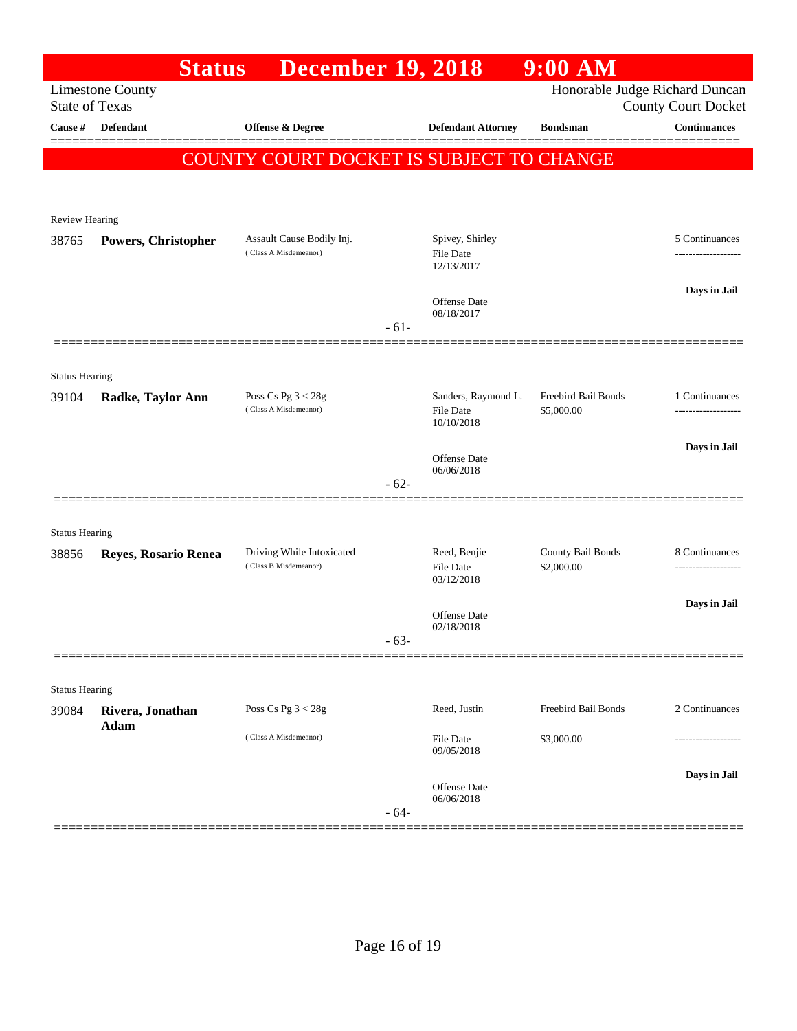# Status December 19, 2018 9:00 AM

Limestone County
State of Texas

Honorable Judge Richard Duncan
County Court Docket

COUNTY COURT DOCKET IS SUBJECT TO CHANGE

| Cause # | Defendant | Offense & Degree | Defendant Attorney | Bondsman | Continuances |
|---|---|---|---|---|---|
| **Review Hearing** | | | | | |
| 38765 | **Powers, Christopher** | Assault Cause Bodily Inj. (Class A Misdemeanor) | Spivey, Shirley<br>File Date 12/13/2017<br>Offense Date 08/18/2017 | | 5 Continuances<br>Days in Jail |
| | | - 61- | | | |
| **Status Hearing** | | | | | |
| 39104 | **Radke, Taylor Ann** | Poss Cs Pg 3 < 28g (Class A Misdemeanor) | Sanders, Raymond L.<br>File Date 10/10/2018<br>Offense Date 06/06/2018 | Freebird Bail Bonds<br>$5,000.00 | 1 Continuances<br>Days in Jail |
| | | - 62- | | | |
| **Status Hearing** | | | | | |
| 38856 | **Reyes, Rosario Renea** | Driving While Intoxicated (Class B Misdemeanor) | Reed, Benjie<br>File Date 03/12/2018<br>Offense Date 02/18/2018 | County Bail Bonds<br>$2,000.00 | 8 Continuances<br>Days in Jail |
| | | - 63- | | | |
| **Status Hearing** | | | | | |
| 39084 | **Rivera, Jonathan Adam** | Poss Cs Pg 3 < 28g (Class A Misdemeanor) | Reed, Justin<br>File Date 09/05/2018<br>Offense Date 06/06/2018 | Freebird Bail Bonds<br>$3,000.00 | 2 Continuances<br>Days in Jail |
| | | - 64- | | | |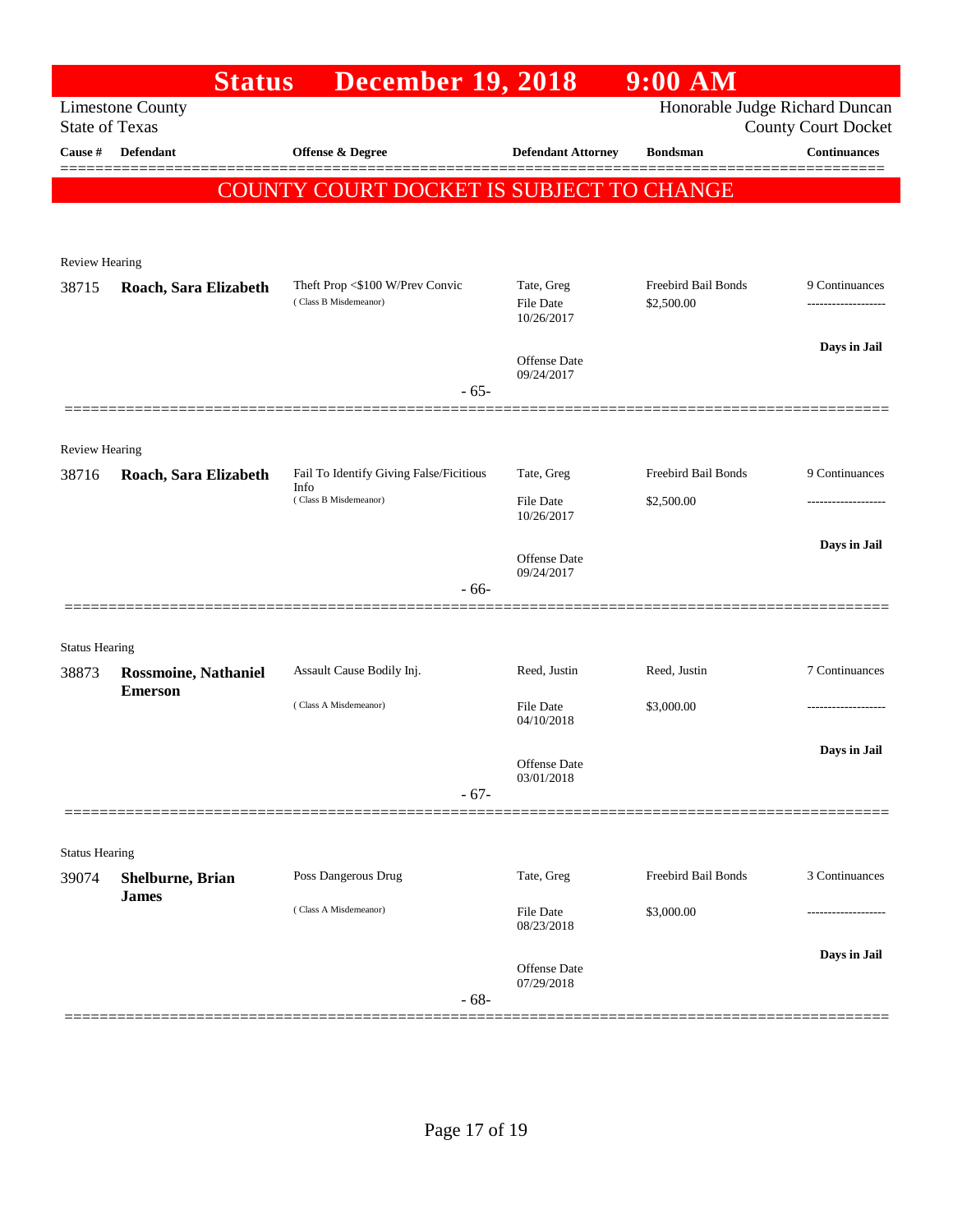# Status December 19, 2018 9:00 AM

Limestone County
State of Texas

Honorable Judge Richard Duncan
County Court Docket

| Cause # | Defendant | Offense & Degree | Defendant Attorney | Bondsman | Continuances |
|---|---|---|---|---|---|

**COUNTY COURT DOCKET IS SUBJECT TO CHANGE**

---

Review Hearing

| Cause # | Defendant | Offense & Degree | Defendant Attorney | Bondsman | Continuances |
|---|---|---|---|---|---|
| 38715 | **Roach, Sara Elizabeth** | Theft Prop <$100 W/Prev Convic (Class B Misdemeanor) | Tate, Greg<br>File Date 10/26/2017<br>Offense Date 09/24/2017 | Freebird Bail Bonds<br>$2,500.00 | 9 Continuances<br>------------------<br>**Days in Jail** |

- 65-

---

Review Hearing

| Cause # | Defendant | Offense & Degree | Defendant Attorney | Bondsman | Continuances |
|---|---|---|---|---|---|
| 38716 | **Roach, Sara Elizabeth** | Fail To Identify Giving False/Ficitious Info (Class B Misdemeanor) | Tate, Greg<br>File Date 10/26/2017<br>Offense Date 09/24/2017 | Freebird Bail Bonds<br>$2,500.00 | 9 Continuances<br>------------------<br>**Days in Jail** |

- 66-

---

Status Hearing

| Cause # | Defendant | Offense & Degree | Defendant Attorney | Bondsman | Continuances |
|---|---|---|---|---|---|
| 38873 | **Rossmoine, Nathaniel Emerson** | Assault Cause Bodily Inj. (Class A Misdemeanor) | Reed, Justin<br>File Date 04/10/2018<br>Offense Date 03/01/2018 | Reed, Justin<br>$3,000.00 | 7 Continuances<br>------------------<br>**Days in Jail** |

- 67-

---

Status Hearing

| Cause # | Defendant | Offense & Degree | Defendant Attorney | Bondsman | Continuances |
|---|---|---|---|---|---|
| 39074 | **Shelburne, Brian James** | Poss Dangerous Drug (Class A Misdemeanor) | Tate, Greg<br>File Date 08/23/2018<br>Offense Date 07/29/2018 | Freebird Bail Bonds<br>$3,000.00 | 3 Continuances<br>------------------<br>**Days in Jail** |

- 68-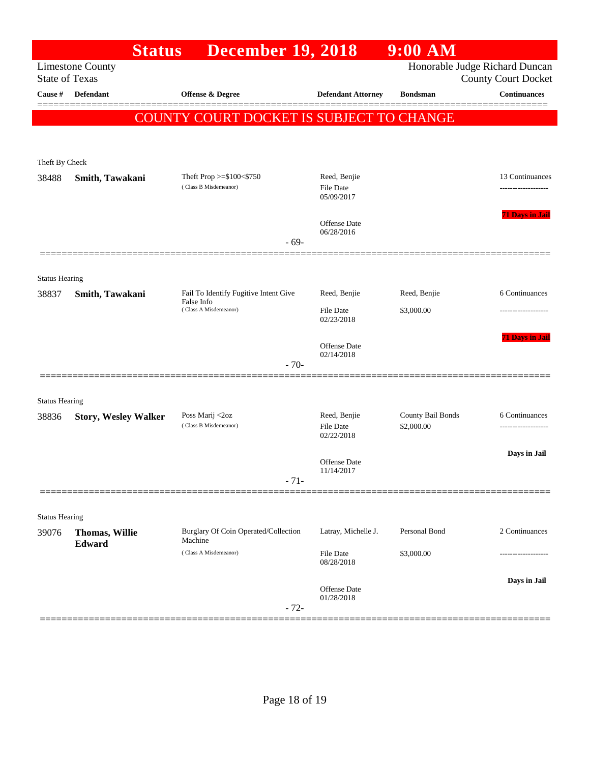# Status December 19, 2018 9:00 AM

Limestone County
State of Texas

Honorable Judge Richard Duncan
County Court Docket

**COUNTY COURT DOCKET IS SUBJECT TO CHANGE**

| Cause # | Defendant | Offense & Degree | Defendant Attorney | Bondsman | Continuances |
|---|---|---|---|---|---|
| **Theft By Check** | | | | | |
| 38488 | **Smith, Tawakani** | Theft Prop >=$100<$750 (Class B Misdemeanor) | Reed, Benjie<br>File Date 05/09/2017<br>Offense Date 06/28/2016 | | 13 Continuances<br>71 Days in Jail |
| | | - 69- | | | |
| **Status Hearing** | | | | | |
| 38837 | **Smith, Tawakani** | Fail To Identify Fugitive Intent Give False Info (Class A Misdemeanor) | Reed, Benjie<br>File Date 02/23/2018<br>Offense Date 02/14/2018 | Reed, Benjie<br>$3,000.00 | 6 Continuances<br>71 Days in Jail |
| | | - 70- | | | |
| **Status Hearing** | | | | | |
| 38836 | **Story, Wesley Walker** | Poss Marij <2oz (Class B Misdemeanor) | Reed, Benjie<br>File Date 02/22/2018<br>Offense Date 11/14/2017 | County Bail Bonds<br>$2,000.00 | 6 Continuances<br>Days in Jail |
| | | - 71- | | | |
| **Status Hearing** | | | | | |
| 39076 | **Thomas, Willie Edward** | Burglary Of Coin Operated/Collection Machine (Class A Misdemeanor) | Latray, Michelle J.<br>File Date 08/28/2018<br>Offense Date 01/28/2018 | Personal Bond<br>$3,000.00 | 2 Continuances<br>Days in Jail |
| | | - 72- | | | |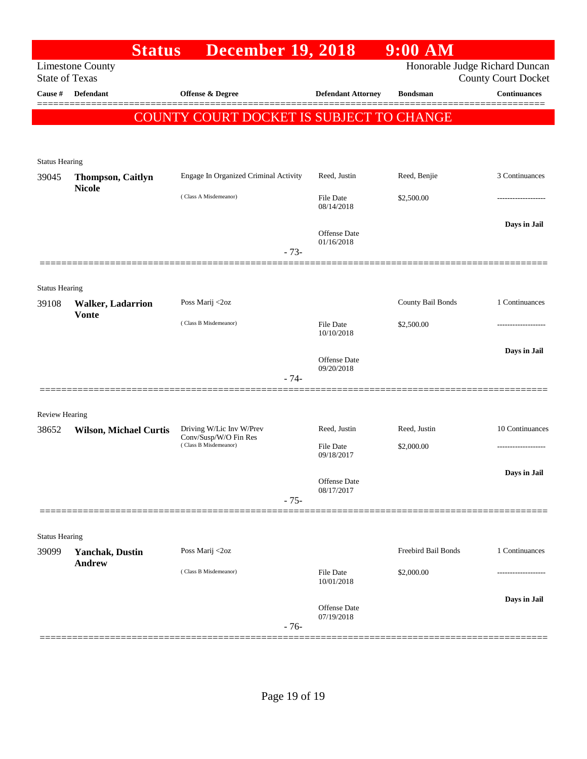# Status December 19, 2018 9:00 AM

Limestone County
State of Texas

Honorable Judge Richard Duncan
County Court Docket

**COUNTY COURT DOCKET IS SUBJECT TO CHANGE**

| Cause # | Defendant | Offense & Degree | Defendant Attorney | Bondsman | Continuances |
|---|---|---|---|---|---|
| *Status Hearing* | | | | | |
| 39045 | **Thompson, Caitlyn Nicole** | Engage In Organized Criminal Activity (Class A Misdemeanor) | Reed, Justin<br>File Date 08/14/2018<br>Offense Date 01/16/2018 | Reed, Benjie<br>$2,500.00 | 3 Continuances<br>-------------------<br>**Days in Jail** |
| | | | - 73- | | |
| *Status Hearing* | | | | | |
| 39108 | **Walker, Ladarrion Vonte** | Poss Marij <2oz (Class B Misdemeanor) | File Date 10/10/2018<br>Offense Date 09/20/2018 | County Bail Bonds<br>$2,500.00 | 1 Continuances<br>-------------------<br>**Days in Jail** |
| | | | - 74- | | |
| *Review Hearing* | | | | | |
| 38652 | **Wilson, Michael Curtis** | Driving W/Lic Inv W/Prev Conv/Susp/W/O Fin Res (Class B Misdemeanor) | Reed, Justin<br>File Date 09/18/2017<br>Offense Date 08/17/2017 | Reed, Justin<br>$2,000.00 | 10 Continuances<br>-------------------<br>**Days in Jail** |
| | | | - 75- | | |
| *Status Hearing* | | | | | |
| 39099 | **Yanchak, Dustin Andrew** | Poss Marij <2oz (Class B Misdemeanor) | File Date 10/01/2018<br>Offense Date 07/19/2018 | Freebird Bail Bonds<br>$2,000.00 | 1 Continuances<br>-------------------<br>**Days in Jail** |
| | | | - 76- | | |